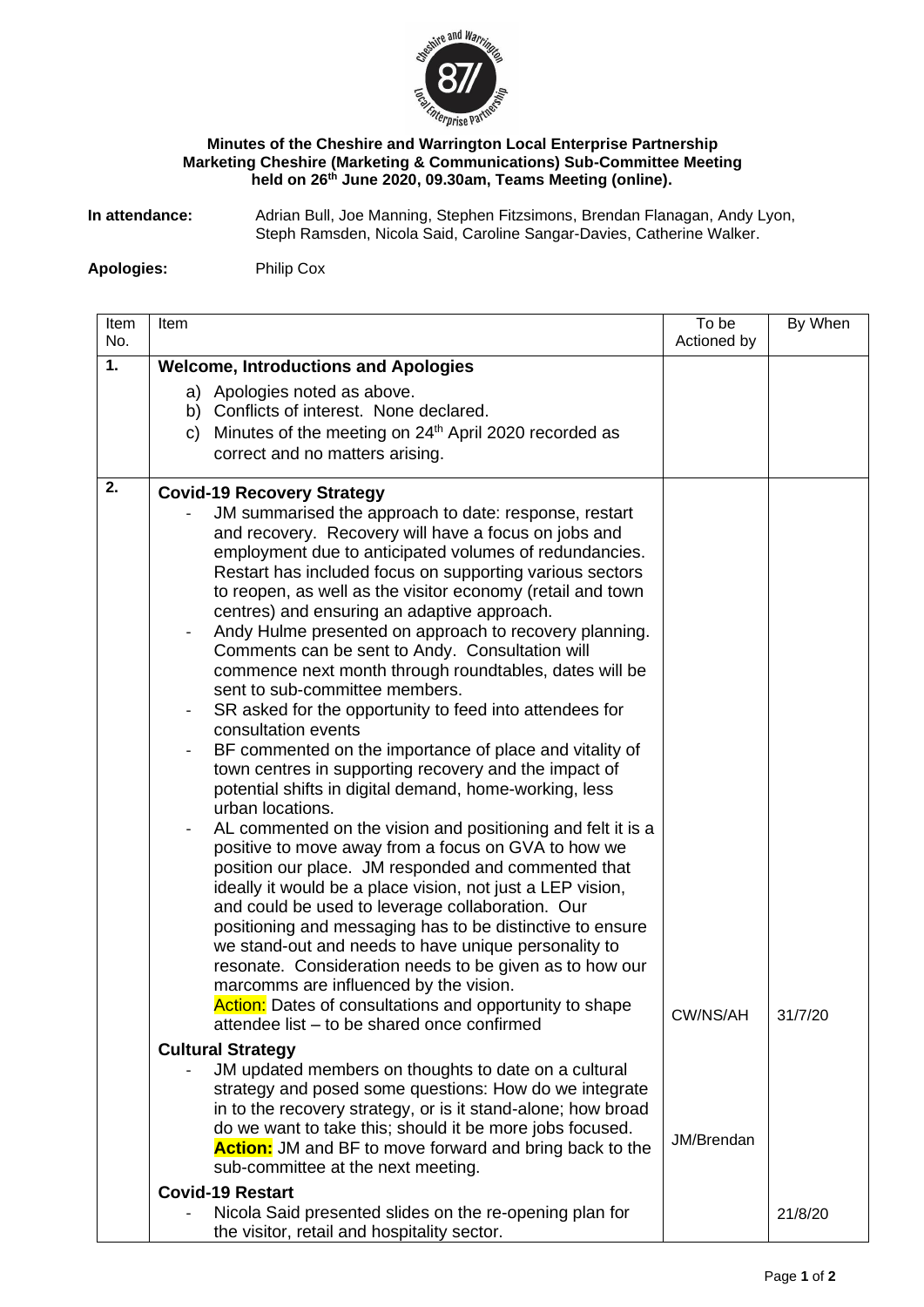**Minutes of the Cheshire and Warrington Local Enterprise Partnership Marketing Cheshire (Marketing & Communications) Sub-Committee Meeting held on 26th June 2020, 09.30am, Teams Meeting (online).**

**In attendance:** Adrian Bull, Joe Manning, Stephen Fitzsimons, Brendan Flanagan, Andy Lyon, Steph Ramsden, Nicola Said, Caroline Sangar-Davies, Catherine Walker.

**Apologies:** Philip Cox

| Item No. | Item | To be Actioned by | By When |
|---|---|---|---|
| **1.** | **Welcome, Introductions and Apologies**<br>a) Apologies noted as above.<br>b) Conflicts of interest. None declared.<br>c) Minutes of the meeting on 24th April 2020 recorded as correct and no matters arising. | | |
| **2.** | **Covid-19 Recovery Strategy**<br>- JM summarised the approach to date: response, restart and recovery. Recovery will have a focus on jobs and employment due to anticipated volumes of redundancies. Restart has included focus on supporting various sectors to reopen, as well as the visitor economy (retail and town centres) and ensuring an adaptive approach.<br>- Andy Hulme presented on approach to recovery planning. Comments can be sent to Andy. Consultation will commence next month through roundtables, dates will be sent to sub-committee members.<br>- SR asked for the opportunity to feed into attendees for consultation events<br>- BF commented on the importance of place and vitality of town centres in supporting recovery and the impact of potential shifts in digital demand, home-working, less urban locations.<br>- AL commented on the vision and positioning and felt it is a positive to move away from a focus on GVA to how we position our place. JM responded and commented that ideally it would be a place vision, not just a LEP vision, and could be used to leverage collaboration. Our positioning and messaging has to be distinctive to ensure we stand-out and needs to have unique personality to resonate. Consideration needs to be given as to how our marcomms are influenced by the vision.<br>Action: Dates of consultations and opportunity to shape attendee list – to be shared once confirmed | CW/NS/AH | 31/7/20 |
| | **Cultural Strategy**<br>- JM updated members on thoughts to date on a cultural strategy and posed some questions: How do we integrate in to the recovery strategy, or is it stand-alone; how broad do we want to take this; should it be more jobs focused.<br>**Action:** JM and BF to move forward and bring back to the sub-committee at the next meeting. | JM/Brendan | |
| | **Covid-19 Restart**<br>- Nicola Said presented slides on the re-opening plan for the visitor, retail and hospitality sector. | | 21/8/20 |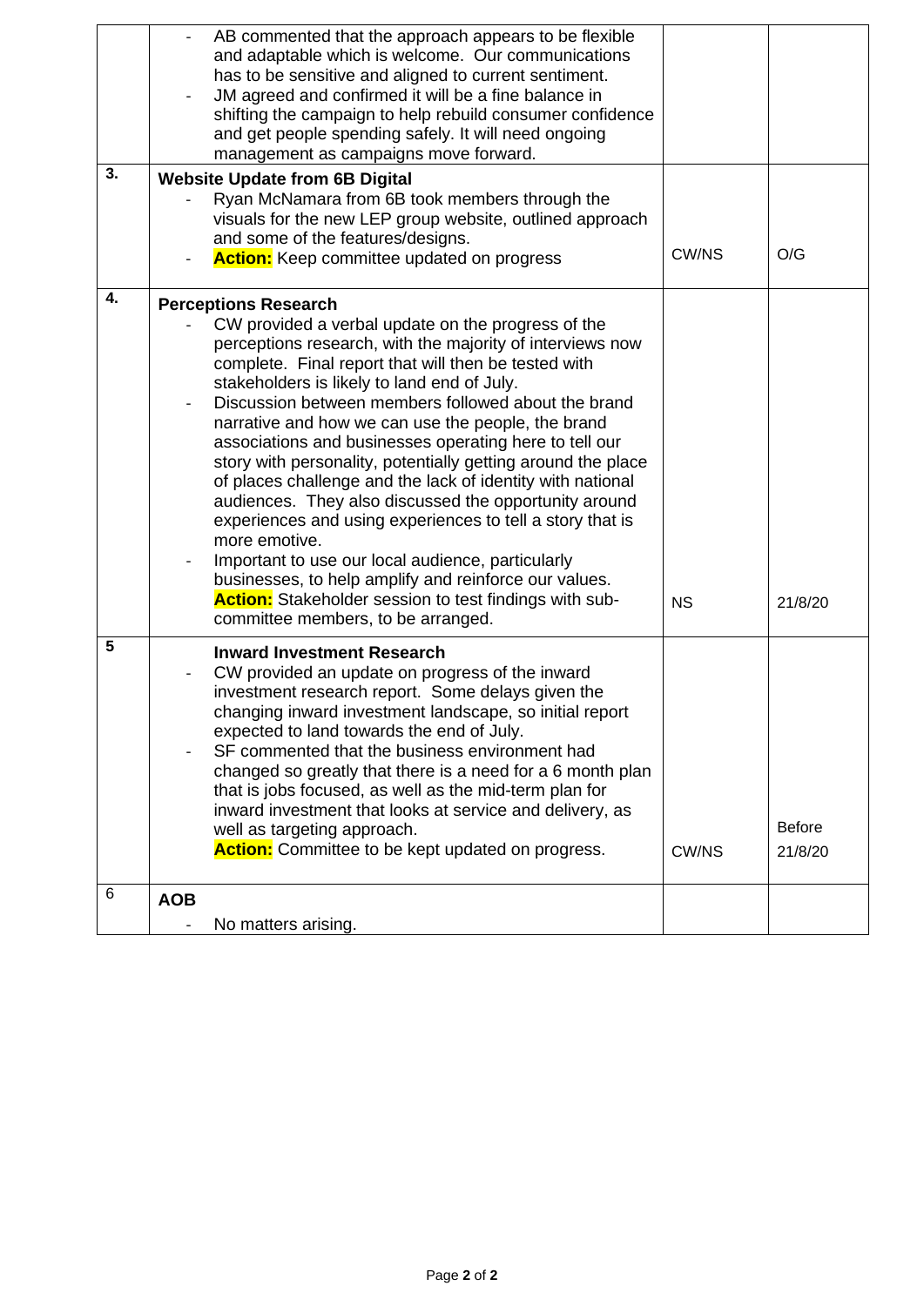| | | | |
|---|---|---|---|
| | - AB commented that the approach appears to be flexible and adaptable which is welcome. Our communications has to be sensitive and aligned to current sentiment.<br>- JM agreed and confirmed it will be a fine balance in shifting the campaign to help rebuild consumer confidence and get people spending safely. It will need ongoing management as campaigns move forward. | | |
| 3. | **Website Update from 6B Digital**<br>- Ryan McNamara from 6B took members through the visuals for the new LEP group website, outlined approach and some of the features/designs.<br>- **Action:** Keep committee updated on progress | CW/NS | O/G |
| 4. | **Perceptions Research**<br>- CW provided a verbal update on the progress of the perceptions research, with the majority of interviews now complete. Final report that will then be tested with stakeholders is likely to land end of July.<br>- Discussion between members followed about the brand narrative and how we can use the people, the brand associations and businesses operating here to tell our story with personality, potentially getting around the place of places challenge and the lack of identity with national audiences. They also discussed the opportunity around experiences and using experiences to tell a story that is more emotive.<br>- Important to use our local audience, particularly businesses, to help amplify and reinforce our values.<br>**Action:** Stakeholder session to test findings with sub-committee members, to be arranged. | NS | 21/8/20 |
| 5 | **Inward Investment Research**<br>- CW provided an update on progress of the inward investment research report. Some delays given the changing inward investment landscape, so initial report expected to land towards the end of July.<br>- SF commented that the business environment had changed so greatly that there is a need for a 6 month plan that is jobs focused, as well as the mid-term plan for inward investment that looks at service and delivery, as well as targeting approach.<br>**Action:** Committee to be kept updated on progress. | CW/NS | Before 21/8/20 |
| 6 | **AOB**<br>- No matters arising. | | |